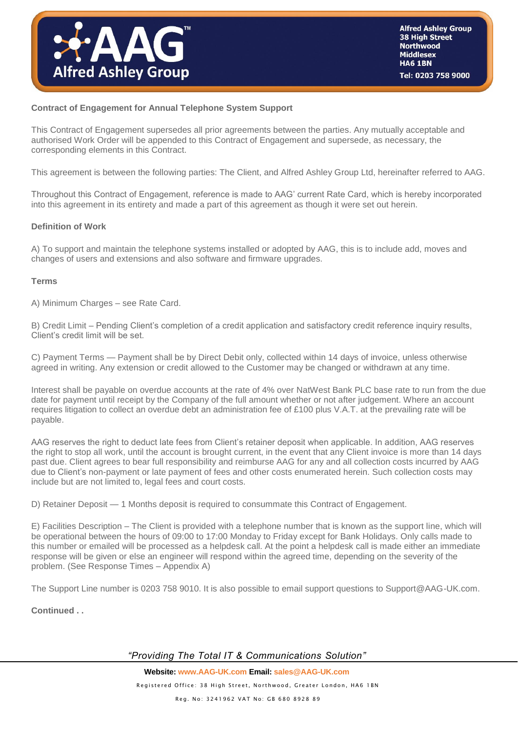**Contract of Engagement for Annual Telephone System Support**

This Contract of Engagement supersedes all prior agreements between the parties. Any mutually acceptable and authorised Work Order will be appended to this Contract of Engagement and supersede, as necessary, the corresponding elements in this Contract.

This agreement is between the following parties: The Client, and Alfred Ashley Group Ltd, hereinafter referred to AAG.

Throughout this Contract of Engagement, reference is made to AAG' current Rate Card, which is hereby incorporated into this agreement in its entirety and made a part of this agreement as though it were set out herein.

**Definition of Work**

A) To support and maintain the telephone systems installed or adopted by AAG, this is to include add, moves and changes of users and extensions and also software and firmware upgrades.

**Terms**

A) Minimum Charges – see Rate Card.

B) Credit Limit – Pending Client's completion of a credit application and satisfactory credit reference inquiry results, Client's credit limit will be set.

C) Payment Terms — Payment shall be by Direct Debit only, collected within 14 days of invoice, unless otherwise agreed in writing. Any extension or credit allowed to the Customer may be changed or withdrawn at any time.

Interest shall be payable on overdue accounts at the rate of 4% over NatWest Bank PLC base rate to run from the due date for payment until receipt by the Company of the full amount whether or not after judgement. Where an account requires litigation to collect an overdue debt an administration fee of £100 plus V.A.T. at the prevailing rate will be payable.

AAG reserves the right to deduct late fees from Client's retainer deposit when applicable. In addition, AAG reserves the right to stop all work, until the account is brought current, in the event that any Client invoice is more than 14 days past due. Client agrees to bear full responsibility and reimburse AAG for any and all collection costs incurred by AAG due to Client's non-payment or late payment of fees and other costs enumerated herein. Such collection costs may include but are not limited to, legal fees and court costs.

D) Retainer Deposit — 1 Months deposit is required to consummate this Contract of Engagement.

E) Facilities Description – The Client is provided with a telephone number that is known as the support line, which will be operational between the hours of 09:00 to 17:00 Monday to Friday except for Bank Holidays. Only calls made to this number or emailed will be processed as a helpdesk call. At the point a helpdesk call is made either an immediate response will be given or else an engineer will respond within the agreed time, depending on the severity of the problem. (See Response Times – Appendix A)

The Support Line number is 0203 758 9010. It is also possible to email support questions to Support@AAG-UK.com.

**Continued . .**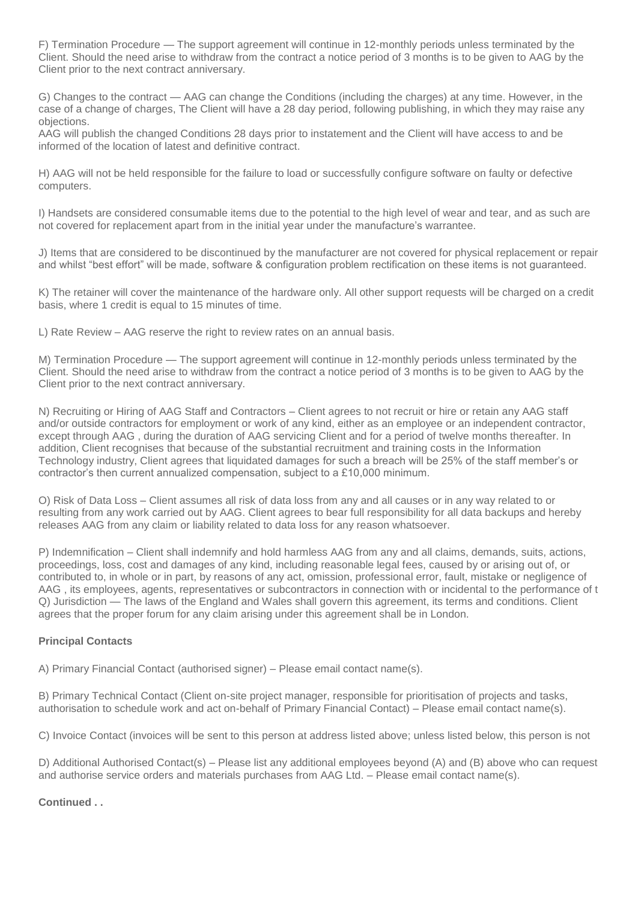F) Termination Procedure — The support agreement will continue in 12-monthly periods unless terminated by the Client. Should the need arise to withdraw from the contract a notice period of 3 months is to be given to AAG by the Client prior to the next contract anniversary.

G) Changes to the contract — AAG can change the Conditions (including the charges) at any time. However, in the case of a change of charges, The Client will have a 28 day period, following publishing, in which they may raise any objections.
AAG will publish the changed Conditions 28 days prior to instatement and the Client will have access to and be informed of the location of latest and definitive contract.

H) AAG will not be held responsible for the failure to load or successfully configure software on faulty or defective computers.

I) Handsets are considered consumable items due to the potential to the high level of wear and tear, and as such are not covered for replacement apart from in the initial year under the manufacture's warrantee.

J) Items that are considered to be discontinued by the manufacturer are not covered for physical replacement or repair and whilst "best effort" will be made, software & configuration problem rectification on these items is not guaranteed.

K) The retainer will cover the maintenance of the hardware only. All other support requests will be charged on a credit basis, where 1 credit is equal to 15 minutes of time.

L) Rate Review – AAG reserve the right to review rates on an annual basis.

M) Termination Procedure — The support agreement will continue in 12-monthly periods unless terminated by the Client. Should the need arise to withdraw from the contract a notice period of 3 months is to be given to AAG by the Client prior to the next contract anniversary.

N) Recruiting or Hiring of AAG Staff and Contractors – Client agrees to not recruit or hire or retain any AAG staff and/or outside contractors for employment or work of any kind, either as an employee or an independent contractor, except through AAG , during the duration of AAG servicing Client and for a period of twelve months thereafter. In addition, Client recognises that because of the substantial recruitment and training costs in the Information Technology industry, Client agrees that liquidated damages for such a breach will be 25% of the staff member's or contractor's then current annualized compensation, subject to a £10,000 minimum.

O) Risk of Data Loss – Client assumes all risk of data loss from any and all causes or in any way related to or resulting from any work carried out by AAG. Client agrees to bear full responsibility for all data backups and hereby releases AAG from any claim or liability related to data loss for any reason whatsoever.

P) Indemnification – Client shall indemnify and hold harmless AAG from any and all claims, demands, suits, actions, proceedings, loss, cost and damages of any kind, including reasonable legal fees, caused by or arising out of, or contributed to, in whole or in part, by reasons of any act, omission, professional error, fault, mistake or negligence of AAG , its employees, agents, representatives or subcontractors in connection with or incidental to the performance of t
Q) Jurisdiction — The laws of the England and Wales shall govern this agreement, its terms and conditions. Client agrees that the proper forum for any claim arising under this agreement shall be in London.

**Principal Contacts**

A) Primary Financial Contact (authorised signer) – Please email contact name(s).

B) Primary Technical Contact (Client on-site project manager, responsible for prioritisation of projects and tasks, authorisation to schedule work and act on-behalf of Primary Financial Contact) – Please email contact name(s).

C) Invoice Contact (invoices will be sent to this person at address listed above; unless listed below, this person is not

D) Additional Authorised Contact(s) – Please list any additional employees beyond (A) and (B) above who can request and authorise service orders and materials purchases from AAG Ltd. – Please email contact name(s).

**Continued . .**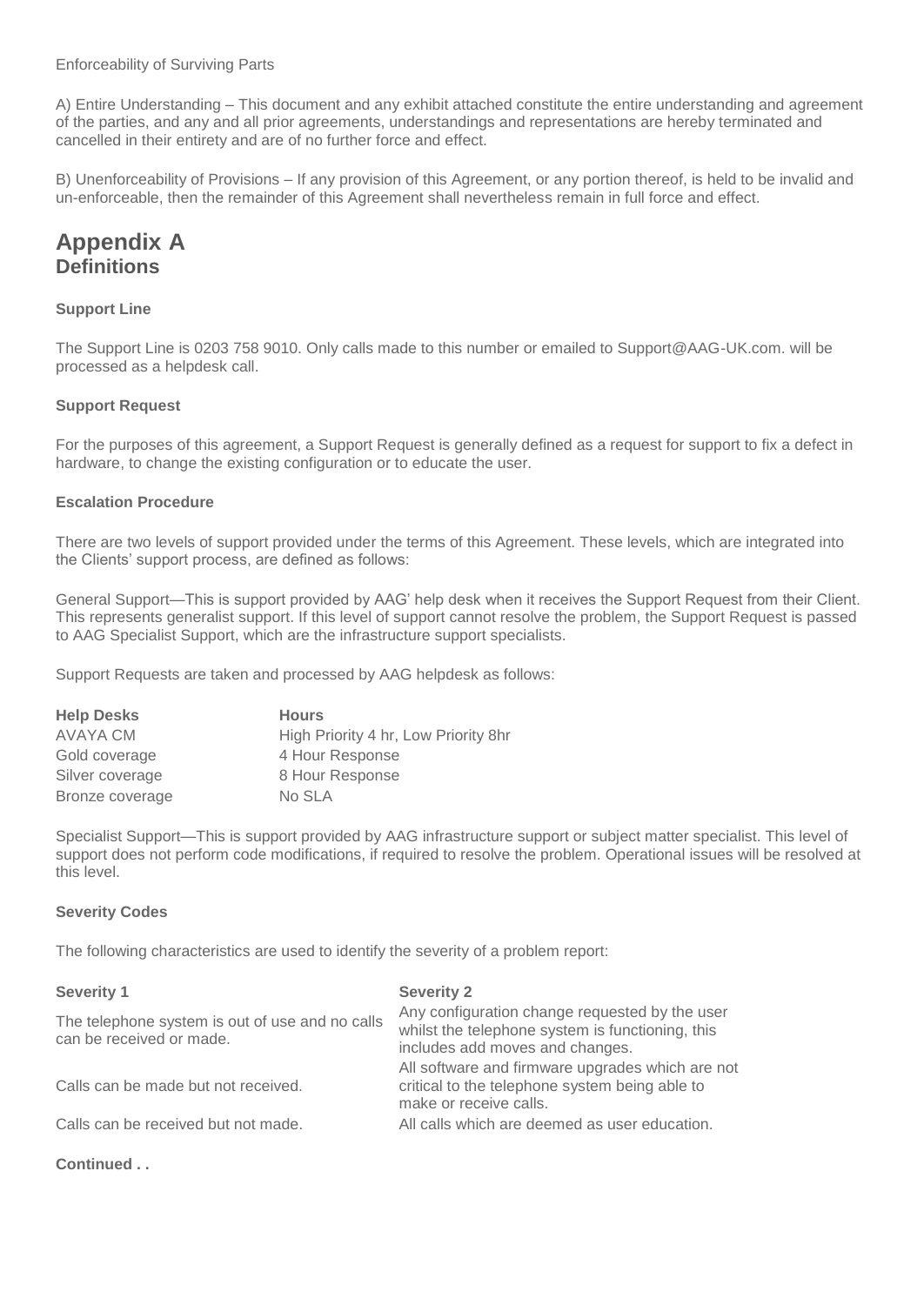Enforceability of Surviving Parts

A) Entire Understanding – This document and any exhibit attached constitute the entire understanding and agreement of the parties, and any and all prior agreements, understandings and representations are hereby terminated and cancelled in their entirety and are of no further force and effect.

B) Unenforceability of Provisions – If any provision of this Agreement, or any portion thereof, is held to be invalid and un-enforceable, then the remainder of this Agreement shall nevertheless remain in full force and effect.

# Appendix A
## Definitions

**Support Line**

The Support Line is 0203 758 9010. Only calls made to this number or emailed to Support@AAG-UK.com. will be processed as a helpdesk call.

**Support Request**

For the purposes of this agreement, a Support Request is generally defined as a request for support to fix a defect in hardware, to change the existing configuration or to educate the user.

**Escalation Procedure**

There are two levels of support provided under the terms of this Agreement. These levels, which are integrated into the Clients' support process, are defined as follows:

General Support—This is support provided by AAG' help desk when it receives the Support Request from their Client. This represents generalist support. If this level of support cannot resolve the problem, the Support Request is passed to AAG Specialist Support, which are the infrastructure support specialists.

Support Requests are taken and processed by AAG helpdesk as follows:

| Help Desks | Hours |
|---|---|
| AVAYA CM | High Priority 4 hr, Low Priority 8hr |
| Gold coverage | 4 Hour Response |
| Silver coverage | 8 Hour Response |
| Bronze coverage | No SLA |

Specialist Support—This is support provided by AAG infrastructure support or subject matter specialist. This level of support does not perform code modifications, if required to resolve the problem. Operational issues will be resolved at this level.

**Severity Codes**

The following characteristics are used to identify the severity of a problem report:

| Severity 1 | Severity 2 |
|---|---|
| The telephone system is out of use and no calls can be received or made. | Any configuration change requested by the user whilst the telephone system is functioning, this includes add moves and changes. |
| Calls can be made but not received. | All software and firmware upgrades which are not critical to the telephone system being able to make or receive calls. |
| Calls can be received but not made. | All calls which are deemed as user education. |

**Continued . .**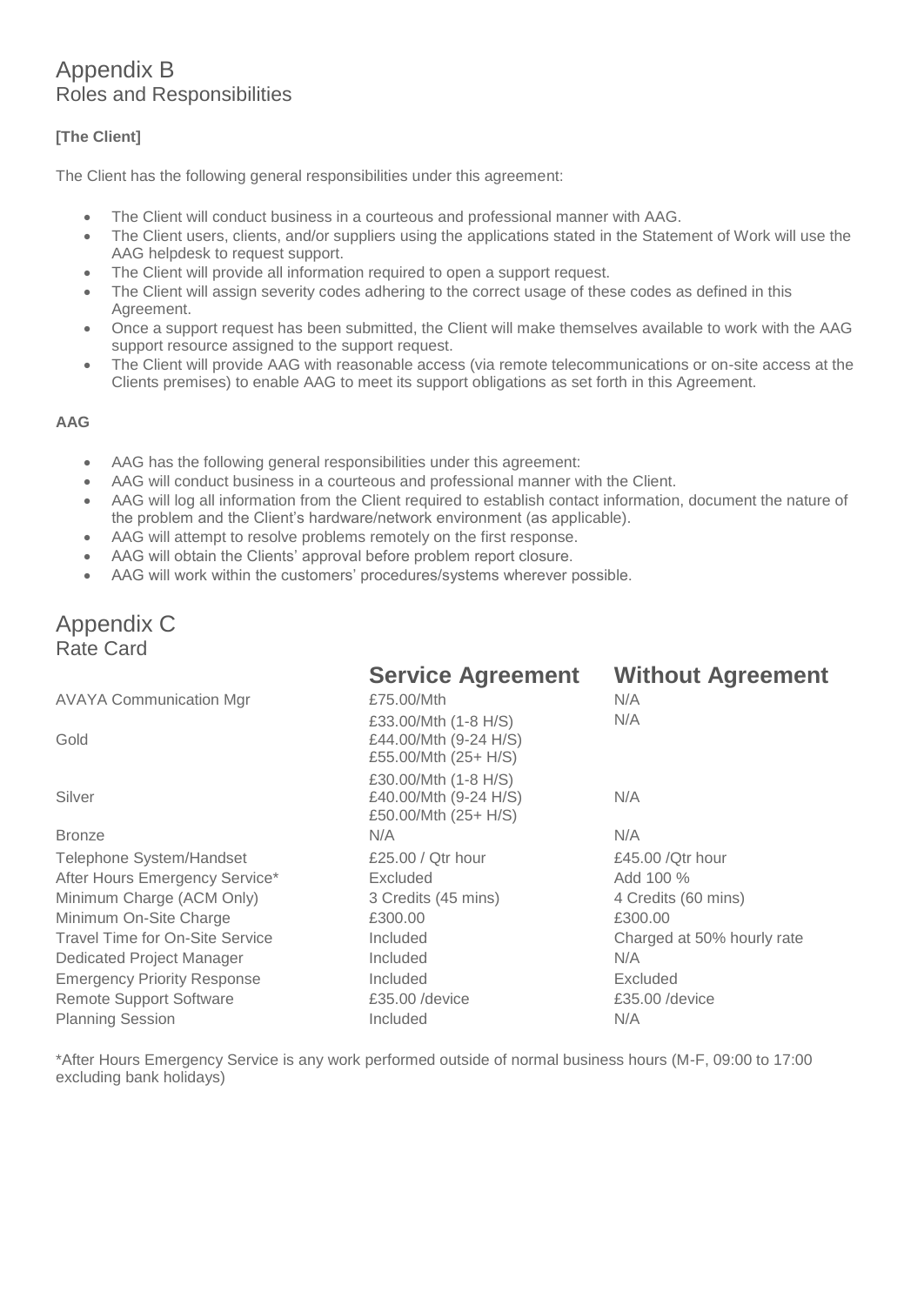# Appendix B

## Roles and Responsibilities

**[The Client]**

The Client has the following general responsibilities under this agreement:

- The Client will conduct business in a courteous and professional manner with AAG.
- The Client users, clients, and/or suppliers using the applications stated in the Statement of Work will use the AAG helpdesk to request support.
- The Client will provide all information required to open a support request.
- The Client will assign severity codes adhering to the correct usage of these codes as defined in this Agreement.
- Once a support request has been submitted, the Client will make themselves available to work with the AAG support resource assigned to the support request.
- The Client will provide AAG with reasonable access (via remote telecommunications or on-site access at the Clients premises) to enable AAG to meet its support obligations as set forth in this Agreement.

**AAG**

- AAG has the following general responsibilities under this agreement:
- AAG will conduct business in a courteous and professional manner with the Client.
- AAG will log all information from the Client required to establish contact information, document the nature of the problem and the Client's hardware/network environment (as applicable).
- AAG will attempt to resolve problems remotely on the first response.
- AAG will obtain the Clients' approval before problem report closure.
- AAG will work within the customers' procedures/systems wherever possible.

# Appendix C

## Rate Card

| | **Service Agreement** | **Without Agreement** |
|---|---|---|
| AVAYA Communication Mgr | £75.00/Mth | N/A |
| Gold | £33.00/Mth (1-8 H/S)<br>£44.00/Mth (9-24 H/S)<br>£55.00/Mth (25+ H/S) | N/A |
| Silver | £30.00/Mth (1-8 H/S)<br>£40.00/Mth (9-24 H/S)<br>£50.00/Mth (25+ H/S) | N/A |
| Bronze | N/A | N/A |
| Telephone System/Handset | £25.00 / Qtr hour | £45.00 /Qtr hour |
| After Hours Emergency Service* | Excluded | Add 100 % |
| Minimum Charge (ACM Only) | 3 Credits (45 mins) | 4 Credits (60 mins) |
| Minimum On-Site Charge | £300.00 | £300.00 |
| Travel Time for On-Site Service | Included | Charged at 50% hourly rate |
| Dedicated Project Manager | Included | N/A |
| Emergency Priority Response | Included | Excluded |
| Remote Support Software | £35.00 /device | £35.00 /device |
| Planning Session | Included | N/A |

*After Hours Emergency Service is any work performed outside of normal business hours (M-F, 09:00 to 17:00 excluding bank holidays)